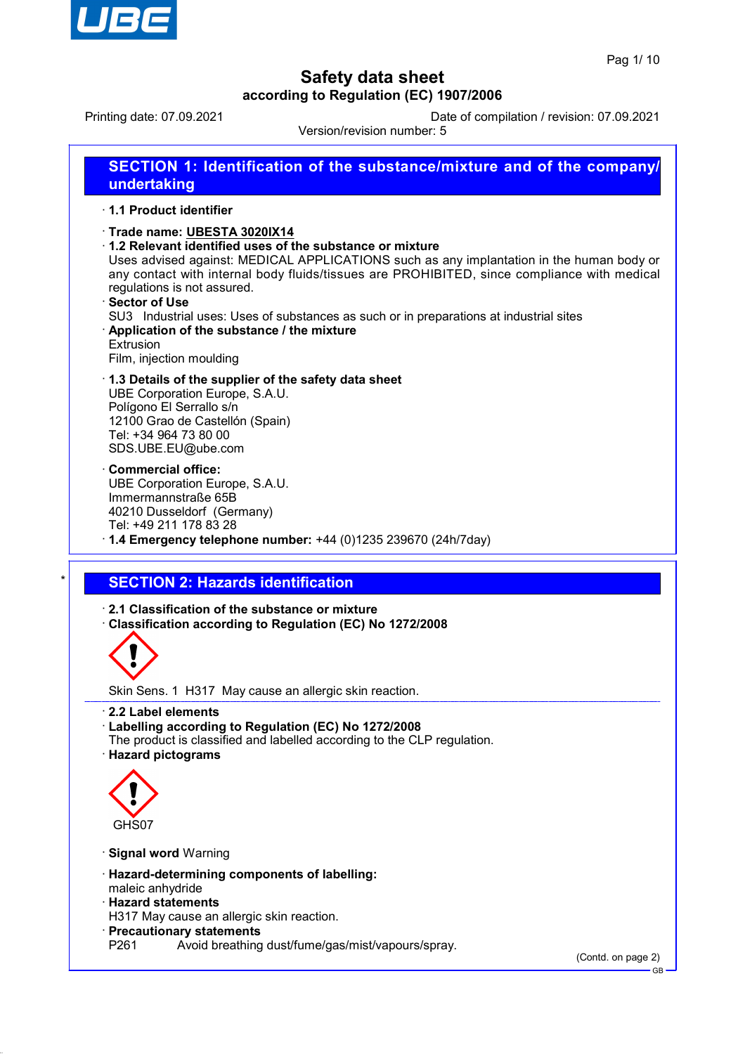# Safety data sheet

**according to Regulation (EC) 1907/2006**

Printing date: 07.09.2021 Date of compilation / revision: 07.09.2021

Version/revision number: 5

## SECTION 1: Identification of the substance/mixture and of the company/undertaking

· **1.1 Product identifier**

· **Trade name: UBESTA 3020IX14**

· **1.2 Relevant identified uses of the substance or mixture**

Uses advised against: MEDICAL APPLICATIONS such as any implantation in the human body or any contact with internal body fluids/tissues are PROHIBITED, since compliance with medical regulations is not assured.

· **Sector of Use**

SU3 Industrial uses: Uses of substances as such or in preparations at industrial sites

· **Application of the substance / the mixture**

Extrusion

Film, injection moulding

· **1.3 Details of the supplier of the safety data sheet**

UBE Corporation Europe, S.A.U.
Polígono El Serrallo s/n
12100 Grao de Castellón (Spain)
Tel: +34 964 73 80 00
SDS.UBE.EU@ube.com

· **Commercial office:**

UBE Corporation Europe, S.A.U.
Immermannstraße 65B
40210 Dusseldorf (Germany)
Tel: +49 211 178 83 28

· **1.4 Emergency telephone number:** +44 (0)1235 239670 (24h/7day)

## SECTION 2: Hazards identification

· **2.1 Classification of the substance or mixture**

· **Classification according to Regulation (EC) No 1272/2008**

Skin Sens. 1 H317 May cause an allergic skin reaction.

· **2.2 Label elements**

· **Labelling according to Regulation (EC) No 1272/2008**

The product is classified and labelled according to the CLP regulation.

· **Hazard pictograms**

GHS07

· **Signal word** Warning

· **Hazard-determining components of labelling:**

maleic anhydride

· **Hazard statements**

H317 May cause an allergic skin reaction.

· **Precautionary statements**

P261 Avoid breathing dust/fume/gas/mist/vapours/spray.

(Contd. on page 2)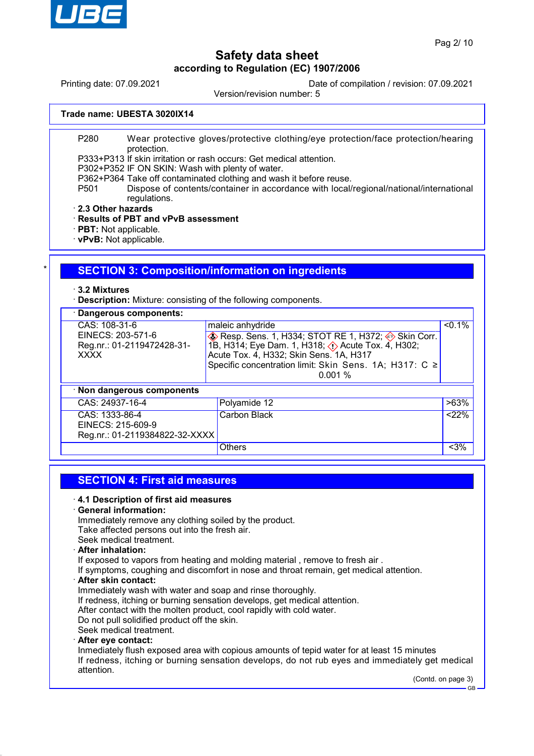Safety data sheet
according to Regulation (EC) 1907/2006

Printing date: 07.09.2021 Date of compilation / revision: 07.09.2021
Version/revision number: 5

**Trade name: UBESTA 3020IX14**

P280 Wear protective gloves/protective clothing/eye protection/face protection/hearing protection.
P333+P313 If skin irritation or rash occurs: Get medical attention.
P302+P352 IF ON SKIN: Wash with plenty of water.
P362+P364 Take off contaminated clothing and wash it before reuse.
P501 Dispose of contents/container in accordance with local/regional/national/international regulations.

· **2.3 Other hazards**
· **Results of PBT and vPvB assessment**
· **PBT:** Not applicable.
· **vPvB:** Not applicable.

## SECTION 3: Composition/information on ingredients

· **3.2 Mixtures**
· **Description:** Mixture: consisting of the following components.

· **Dangerous components:**

| CAS / EINECS / Reg.nr. | Component / Classification | Concentration |
|---|---|---|
| CAS: 108-31-6 EINECS: 203-571-6 Reg.nr.: 01-2119472428-31-XXXX | maleic anhydride Resp. Sens. 1, H334; STOT RE 1, H372; Skin Corr. 1B, H314; Eye Dam. 1, H318; Acute Tox. 4, H302; Acute Tox. 4, H332; Skin Sens. 1A, H317 Specific concentration limit: Skin Sens. 1A; H317: C ≥ 0.001 % | <0.1% |

· **Non dangerous components**

| CAS / EINECS / Reg.nr. | Component | Concentration |
|---|---|---|
| CAS: 24937-16-4 | Polyamide 12 | >63% |
| CAS: 1333-86-4 EINECS: 215-609-9 Reg.nr.: 01-2119384822-32-XXXX | Carbon Black | <22% |
| | Others | <3% |

## SECTION 4: First aid measures

· **4.1 Description of first aid measures**
· **General information:**
Immediately remove any clothing soiled by the product.
Take affected persons out into the fresh air.
Seek medical treatment.
· **After inhalation:**
If exposed to vapors from heating and molding material , remove to fresh air .
If symptoms, coughing and discomfort in nose and throat remain, get medical attention.
· **After skin contact:**
Immediately wash with water and soap and rinse thoroughly.
If redness, itching or burning sensation develops, get medical attention.
After contact with the molten product, cool rapidly with cold water.
Do not pull solidified product off the skin.
Seek medical treatment.
· **After eye contact:**
Inmediately flush exposed area with copious amounts of tepid water for at least 15 minutes
If redness, itching or burning sensation develops, do not rub eyes and immediately get medical attention.

(Contd. on page 3)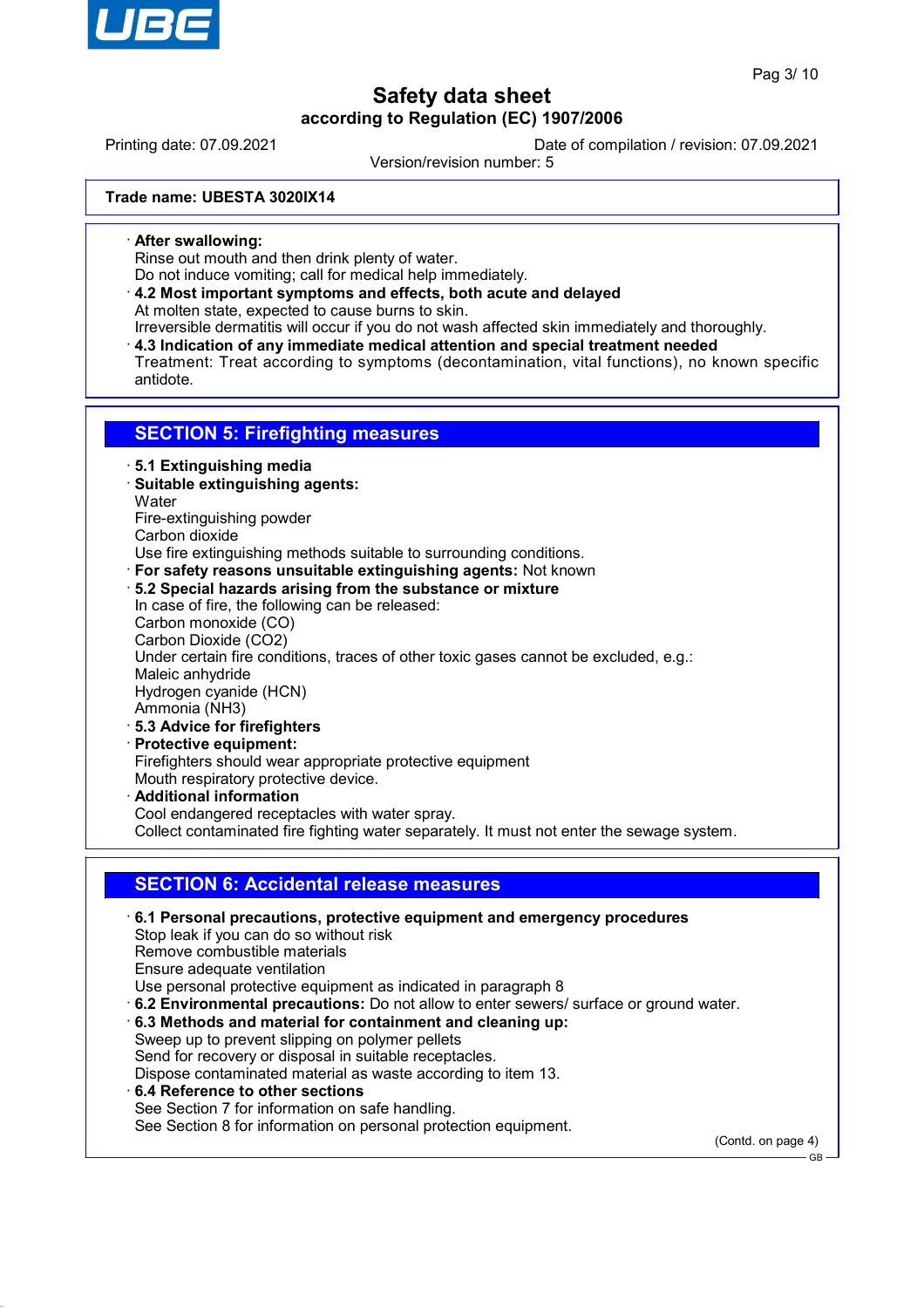**Trade name: UBESTA 3020IX14**

· **After swallowing:**
Rinse out mouth and then drink plenty of water.
Do not induce vomiting; call for medical help immediately.

· **4.2 Most important symptoms and effects, both acute and delayed**
At molten state, expected to cause burns to skin.
Irreversible dermatitis will occur if you do not wash affected skin immediately and thoroughly.

· **4.3 Indication of any immediate medical attention and special treatment needed**
Treatment: Treat according to symptoms (decontamination, vital functions), no known specific antidote.

## SECTION 5: Firefighting measures

· **5.1 Extinguishing media**

· **Suitable extinguishing agents:**
Water
Fire-extinguishing powder
Carbon dioxide
Use fire extinguishing methods suitable to surrounding conditions.

· **For safety reasons unsuitable extinguishing agents:** Not known

· **5.2 Special hazards arising from the substance or mixture**
In case of fire, the following can be released:
Carbon monoxide (CO)
Carbon Dioxide ($CO_2$)
Under certain fire conditions, traces of other toxic gases cannot be excluded, e.g.:
Maleic anhydride
Hydrogen cyanide (HCN)
Ammonia ($NH_3$)

· **5.3 Advice for firefighters**

· **Protective equipment:**
Firefighters should wear appropriate protective equipment
Mouth respiratory protective device.

· **Additional information**
Cool endangered receptacles with water spray.
Collect contaminated fire fighting water separately. It must not enter the sewage system.

## SECTION 6: Accidental release measures

· **6.1 Personal precautions, protective equipment and emergency procedures**
Stop leak if you can do so without risk
Remove combustible materials
Ensure adequate ventilation
Use personal protective equipment as indicated in paragraph 8

· **6.2 Environmental precautions:** Do not allow to enter sewers/ surface or ground water.

· **6.3 Methods and material for containment and cleaning up:**
Sweep up to prevent slipping on polymer pellets
Send for recovery or disposal in suitable receptacles.
Dispose contaminated material as waste according to item 13.

· **6.4 Reference to other sections**
See Section 7 for information on safe handling.
See Section 8 for information on personal protection equipment.

(Contd. on page 4)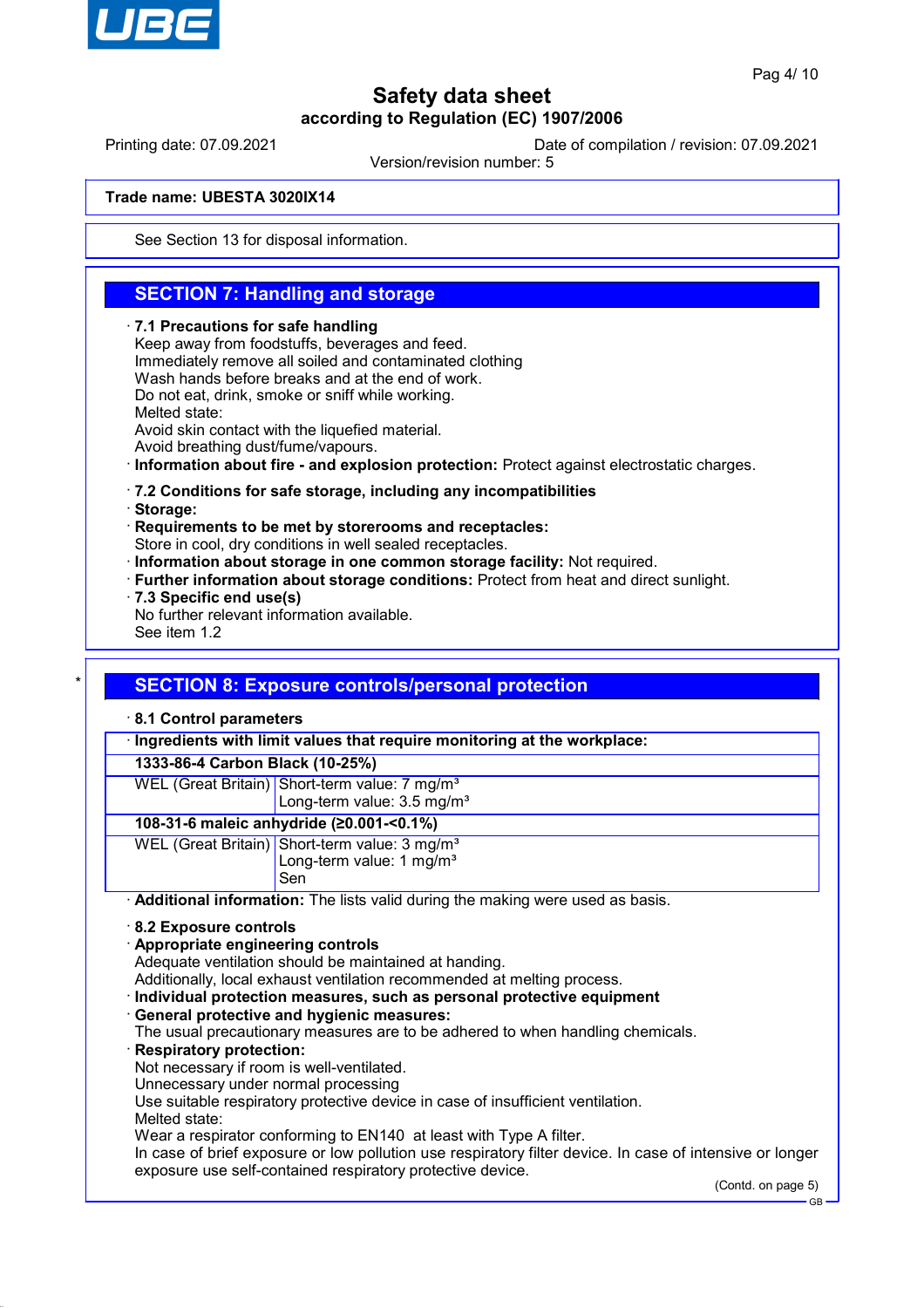See Section 13 for disposal information.

## SECTION 7: Handling and storage

· **7.1 Precautions for safe handling**
Keep away from foodstuffs, beverages and feed.
Immediately remove all soiled and contaminated clothing
Wash hands before breaks and at the end of work.
Do not eat, drink, smoke or sniff while working.
Melted state:
Avoid skin contact with the liquefied material.
Avoid breathing dust/fume/vapours.
· **Information about fire - and explosion protection:** Protect against electrostatic charges.

· **7.2 Conditions for safe storage, including any incompatibilities**
· **Storage:**
· **Requirements to be met by storerooms and receptacles:**
Store in cool, dry conditions in well sealed receptacles.
· **Information about storage in one common storage facility:** Not required.
· **Further information about storage conditions:** Protect from heat and direct sunlight.
· **7.3 Specific end use(s)**
No further relevant information available.
See item 1.2

*

## SECTION 8: Exposure controls/personal protection

· **8.1 Control parameters**

| · Ingredients with limit values that require monitoring at the workplace: | |
|---|---|
| **1333-86-4 Carbon Black (10-25%)** | |
| WEL (Great Britain) | Short-term value: 7 mg/m³<br>Long-term value: 3.5 mg/m³ |
| **108-31-6 maleic anhydride (≥0.001-<0.1%)** | |
| WEL (Great Britain) | Short-term value: 3 mg/m³<br>Long-term value: 1 mg/m³<br>Sen |

· **Additional information:** The lists valid during the making were used as basis.

· **8.2 Exposure controls**
· **Appropriate engineering controls**
Adequate ventilation should be maintained at handing.
Additionally, local exhaust ventilation recommended at melting process.
· **Individual protection measures, such as personal protective equipment**
· **General protective and hygienic measures:**
The usual precautionary measures are to be adhered to when handling chemicals.
· **Respiratory protection:**
Not necessary if room is well-ventilated.
Unnecessary under normal processing
Use suitable respiratory protective device in case of insufficient ventilation.
Melted state:
Wear a respirator conforming to EN140 at least with Type A filter.
In case of brief exposure or low pollution use respiratory filter device. In case of intensive or longer exposure use self-contained respiratory protective device.

(Contd. on page 5)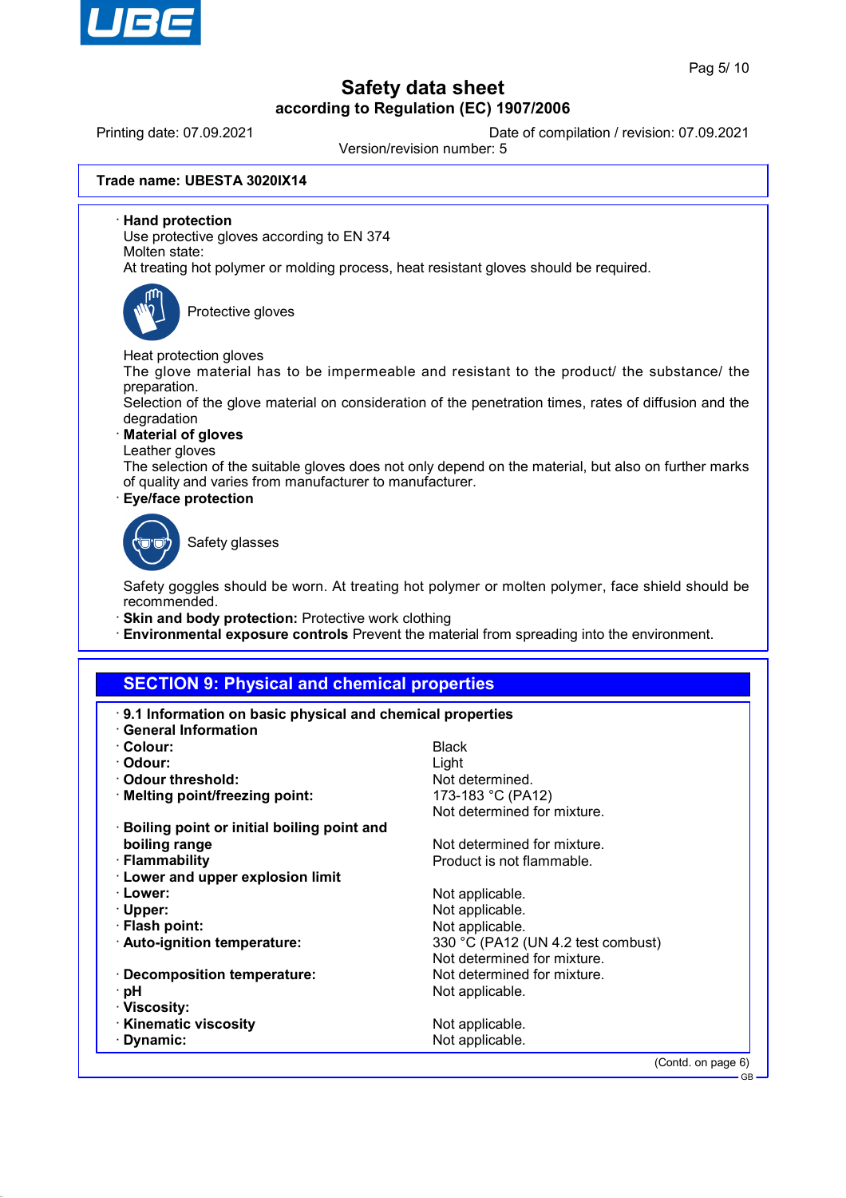**Trade name: UBESTA 3020IX14**

· **Hand protection**
Use protective gloves according to EN 374
Molten state:
At treating hot polymer or molding process, heat resistant gloves should be required.

Protective gloves

Heat protection gloves
The glove material has to be impermeable and resistant to the product/ the substance/ the preparation.
Selection of the glove material on consideration of the penetration times, rates of diffusion and the degradation

· **Material of gloves**
Leather gloves
The selection of the suitable gloves does not only depend on the material, but also on further marks of quality and varies from manufacturer to manufacturer.

· **Eye/face protection**

Safety glasses

Safety goggles should be worn. At treating hot polymer or molten polymer, face shield should be recommended.

· **Skin and body protection:** Protective work clothing
· **Environmental exposure controls** Prevent the material from spreading into the environment.

## SECTION 9: Physical and chemical properties

· **9.1 Information on basic physical and chemical properties**
· **General Information**

| | |
|---|---|
| · **Colour:** | Black |
| · **Odour:** | Light |
| · **Odour threshold:** | Not determined. |
| · **Melting point/freezing point:** | 173-183 °C (PA12)<br>Not determined for mixture. |
| · **Boiling point or initial boiling point and boiling range** | Not determined for mixture. |
| · **Flammability** | Product is not flammable. |
| · **Lower and upper explosion limit** | |
| · **Lower:** | Not applicable. |
| · **Upper:** | Not applicable. |
| · **Flash point:** | Not applicable. |
| · **Auto-ignition temperature:** | 330 °C (PA12 (UN 4.2 test combust)<br>Not determined for mixture. |
| · **Decomposition temperature:** | Not determined for mixture. |
| · **pH** | Not applicable. |
| · **Viscosity:** | |
| · **Kinematic viscosity** | Not applicable. |
| · **Dynamic:** | Not applicable. |

(Contd. on page 6)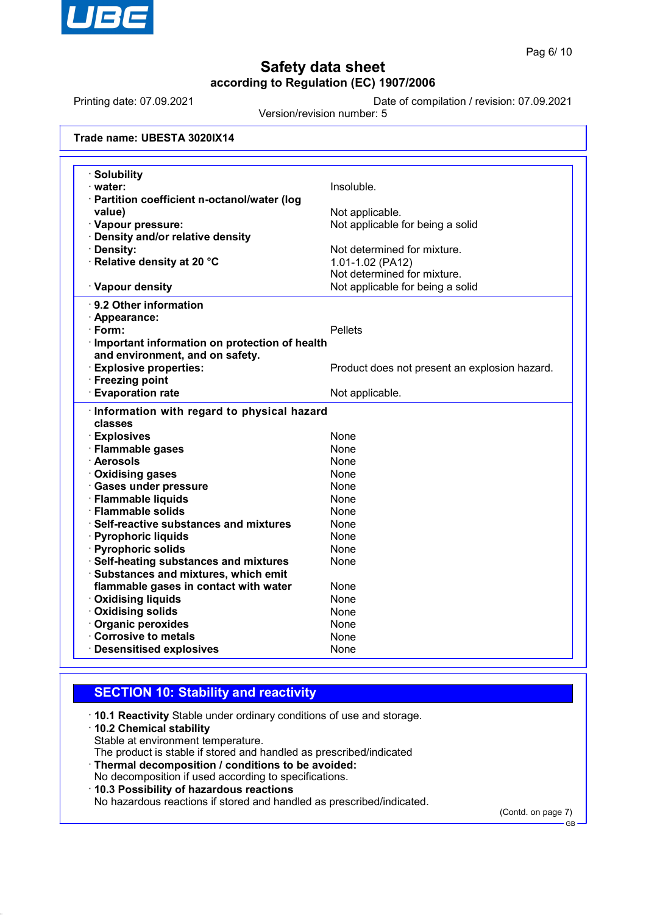Trade name: UBESTA 3020IX14

| | |
|---|---|
| · **Solubility** | |
| · **water:** | Insoluble. |
| · **Partition coefficient n-octanol/water (log value)** | Not applicable. |
| · **Vapour pressure:** | Not applicable for being a solid |
| · **Density and/or relative density** | |
| · **Density:** | Not determined for mixture. |
| · **Relative density at 20 °C** | 1.01-1.02 (PA12) Not determined for mixture. |
| · **Vapour density** | Not applicable for being a solid |

| | |
|---|---|
| · **9.2 Other information** | |
| · **Appearance:** | |
| · **Form:** | Pellets |
| · **Important information on protection of health and environment, and on safety.** | |
| · **Explosive properties:** | Product does not present an explosion hazard. |
| · **Freezing point** | |
| · **Evaporation rate** | Not applicable. |

| | |
|---|---|
| · **Information with regard to physical hazard classes** | |
| · **Explosives** | None |
| · **Flammable gases** | None |
| · **Aerosols** | None |
| · **Oxidising gases** | None |
| · **Gases under pressure** | None |
| · **Flammable liquids** | None |
| · **Flammable solids** | None |
| · **Self-reactive substances and mixtures** | None |
| · **Pyrophoric liquids** | None |
| · **Pyrophoric solids** | None |
| · **Self-heating substances and mixtures** | None |
| · **Substances and mixtures, which emit flammable gases in contact with water** | None |
| · **Oxidising liquids** | None |
| · **Oxidising solids** | None |
| · **Organic peroxides** | None |
| · **Corrosive to metals** | None |
| · **Desensitised explosives** | None |

## SECTION 10: Stability and reactivity

· **10.1 Reactivity** Stable under ordinary conditions of use and storage.

· **10.2 Chemical stability**
Stable at environment temperature.
The product is stable if stored and handled as prescribed/indicated

· **Thermal decomposition / conditions to be avoided:**
No decomposition if used according to specifications.

· **10.3 Possibility of hazardous reactions**
No hazardous reactions if stored and handled as prescribed/indicated.

(Contd. on page 7)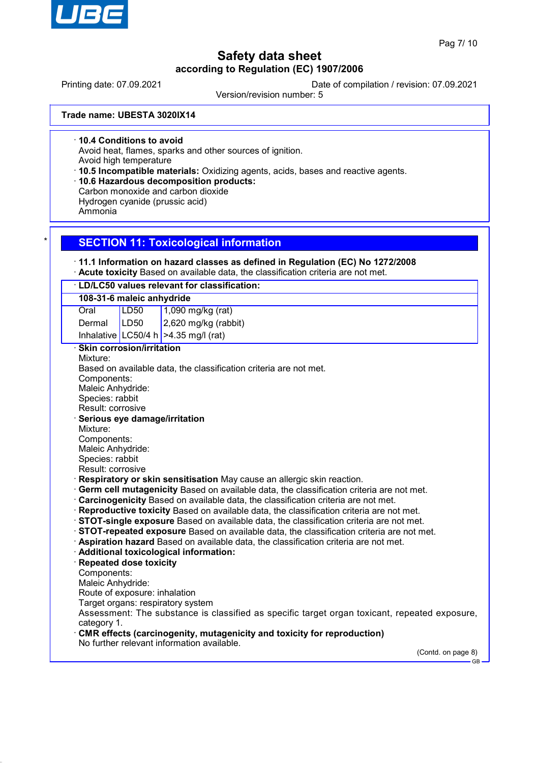Trade name: **UBESTA 3020IX14**

· **10.4 Conditions to avoid**
Avoid heat, flames, sparks and other sources of ignition.
Avoid high temperature
· **10.5 Incompatible materials:** Oxidizing agents, acids, bases and reactive agents.
· **10.6 Hazardous decomposition products:**
Carbon monoxide and carbon dioxide
Hydrogen cyanide (prussic acid)
Ammonia

## SECTION 11: Toxicological information

· **11.1 Information on hazard classes as defined in Regulation (EC) No 1272/2008**
· **Acute toxicity** Based on available data, the classification criteria are not met.

| · LD/LC50 values relevant for classification: | | |
|---|---|---|
| **108-31-6 maleic anhydride** | | |
| Oral | LD50 | 1,090 mg/kg (rat) |
| Dermal | LD50 | 2,620 mg/kg (rabbit) |
| Inhalative | LC50/4 h | >4.35 mg/l (rat) |

· **Skin corrosion/irritation**
Mixture:
Based on available data, the classification criteria are not met.
Components:
Maleic Anhydride:
Species: rabbit
Result: corrosive
· **Serious eye damage/irritation**
Mixture:
Components:
Maleic Anhydride:
Species: rabbit
Result: corrosive
· **Respiratory or skin sensitisation** May cause an allergic skin reaction.
· **Germ cell mutagenicity** Based on available data, the classification criteria are not met.
· **Carcinogenicity** Based on available data, the classification criteria are not met.
· **Reproductive toxicity** Based on available data, the classification criteria are not met.
· **STOT-single exposure** Based on available data, the classification criteria are not met.
· **STOT-repeated exposure** Based on available data, the classification criteria are not met.
· **Aspiration hazard** Based on available data, the classification criteria are not met.
· **Additional toxicological information:**
· **Repeated dose toxicity**
Components:
Maleic Anhydride:
Route of exposure: inhalation
Target organs: respiratory system
Assessment: The substance is classified as specific target organ toxicant, repeated exposure, category 1.
· **CMR effects (carcinogenity, mutagenicity and toxicity for reproduction)**
No further relevant information available.

(Contd. on page 8)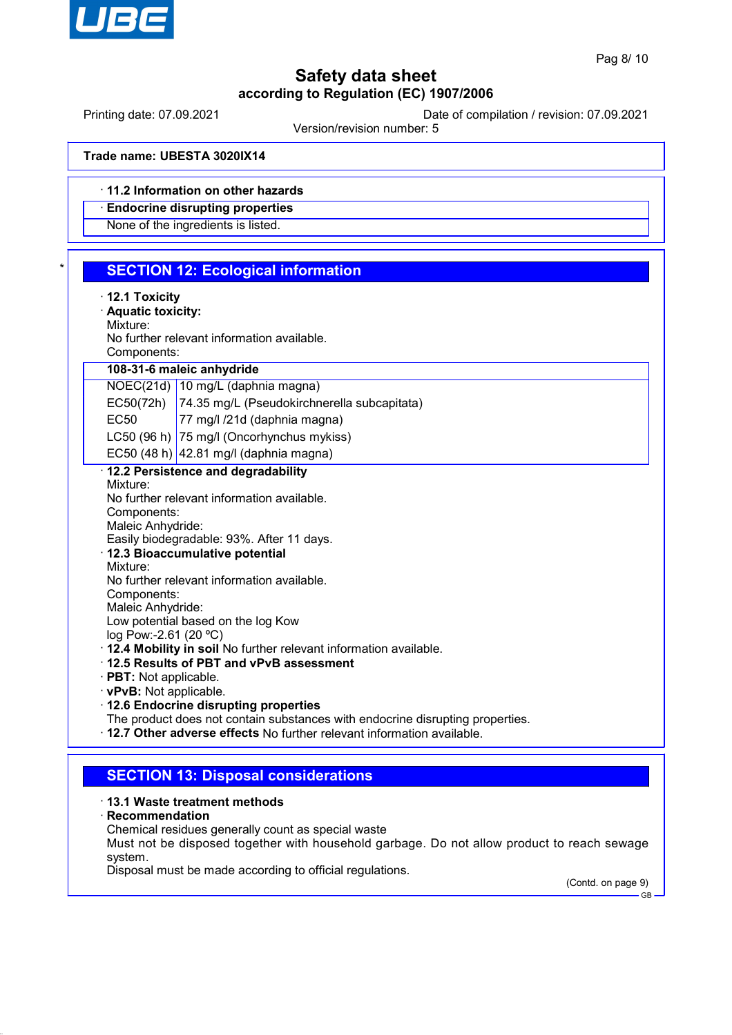Trade name: UBESTA 3020IX14

· 11.2 Information on other hazards

· Endocrine disrupting properties

None of the ingredients is listed.

## SECTION 12: Ecological information

· **12.1 Toxicity**

· **Aquatic toxicity:**

Mixture:
No further relevant information available.
Components:

| **108-31-6 maleic anhydride** | |
|---|---|
| NOEC(21d) | 10 mg/L (daphnia magna) |
| EC50(72h) | 74.35 mg/L (Pseudokirchnerella subcapitata) |
| EC50 | 77 mg/l /21d (daphnia magna) |
| LC50 (96 h) | 75 mg/l (Oncorhynchus mykiss) |
| EC50 (48 h) | 42.81 mg/l (daphnia magna) |

· **12.2 Persistence and degradability**

Mixture:
No further relevant information available.
Components:
Maleic Anhydride:
Easily biodegradable: 93%. After 11 days.

· **12.3 Bioaccumulative potential**

Mixture:
No further relevant information available.
Components:
Maleic Anhydride:
Low potential based on the log Kow
log Pow:-2.61 (20 ºC)

· **12.4 Mobility in soil** No further relevant information available.

· **12.5 Results of PBT and vPvB assessment**

· **PBT:** Not applicable.

· **vPvB:** Not applicable.

· **12.6 Endocrine disrupting properties**

The product does not contain substances with endocrine disrupting properties.

· **12.7 Other adverse effects** No further relevant information available.

## SECTION 13: Disposal considerations

· **13.1 Waste treatment methods**

· **Recommendation**

Chemical residues generally count as special waste
Must not be disposed together with household garbage. Do not allow product to reach sewage system.
Disposal must be made according to official regulations.

(Contd. on page 9)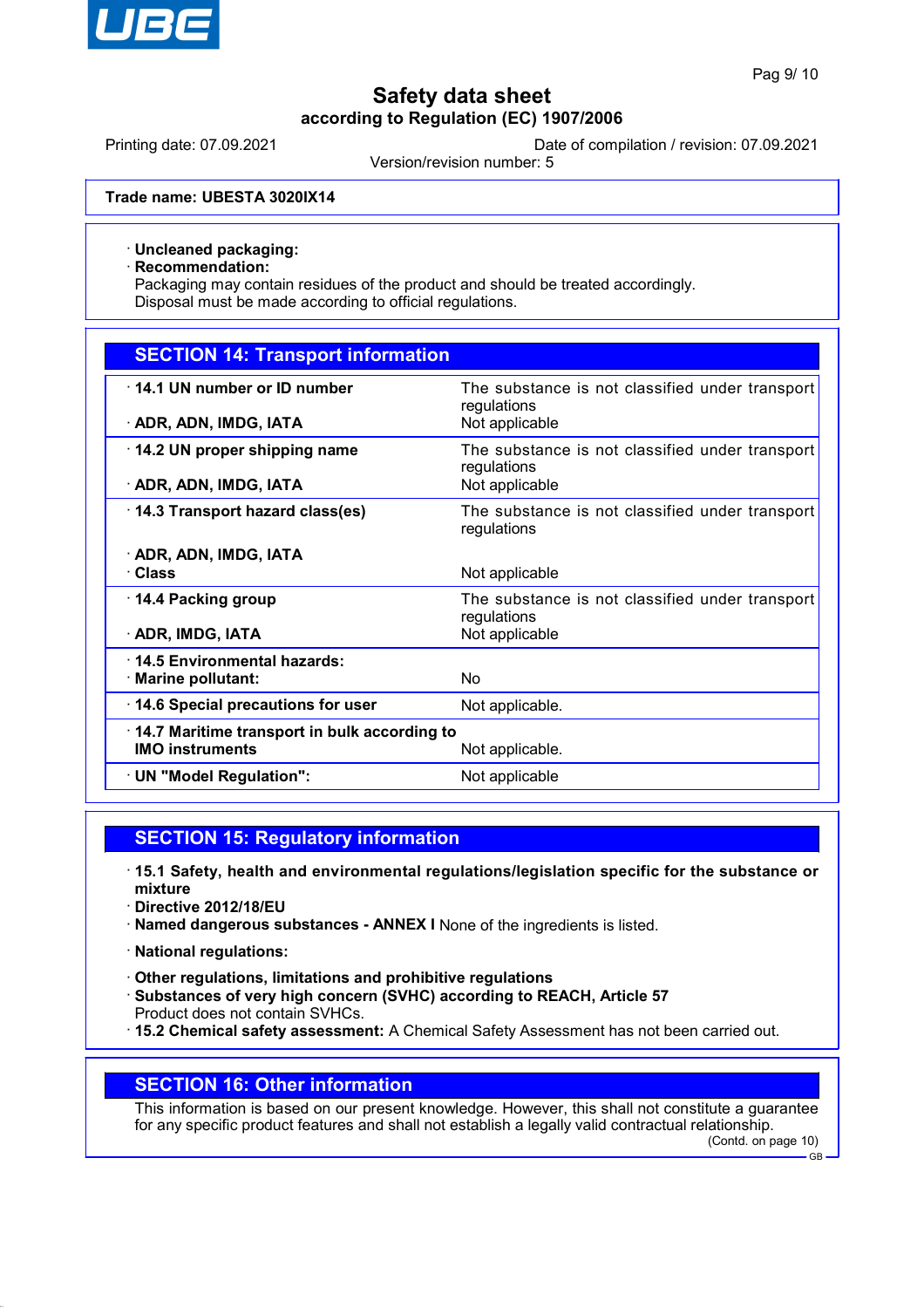Trade name: **UBESTA 3020IX14**

· **Uncleaned packaging:**
· **Recommendation:**
Packaging may contain residues of the product and should be treated accordingly.
Disposal must be made according to official regulations.

## SECTION 14: Transport information

| | |
|---|---|
| · **14.1 UN number or ID number**<br>· **ADR, ADN, IMDG, IATA** | The substance is not classified under transport regulations<br>Not applicable |
| · **14.2 UN proper shipping name**<br>· **ADR, ADN, IMDG, IATA** | The substance is not classified under transport regulations<br>Not applicable |
| · **14.3 Transport hazard class(es)**<br>· **ADR, ADN, IMDG, IATA**<br>· **Class** | The substance is not classified under transport regulations<br>Not applicable |
| · **14.4 Packing group**<br>· **ADR, IMDG, IATA** | The substance is not classified under transport regulations<br>Not applicable |
| · **14.5 Environmental hazards:**<br>· **Marine pollutant:** | No |
| · **14.6 Special precautions for user** | Not applicable. |
| · **14.7 Maritime transport in bulk according to IMO instruments** | Not applicable. |
| · **UN "Model Regulation":** | Not applicable |

## SECTION 15: Regulatory information

· **15.1 Safety, health and environmental regulations/legislation specific for the substance or mixture**
· **Directive 2012/18/EU**
· **Named dangerous substances - ANNEX I** None of the ingredients is listed.

· **National regulations:**

· **Other regulations, limitations and prohibitive regulations**
· **Substances of very high concern (SVHC) according to REACH, Article 57**
Product does not contain SVHCs.
· **15.2 Chemical safety assessment:** A Chemical Safety Assessment has not been carried out.

## SECTION 16: Other information

This information is based on our present knowledge. However, this shall not constitute a guarantee for any specific product features and shall not establish a legally valid contractual relationship.

(Contd. on page 10)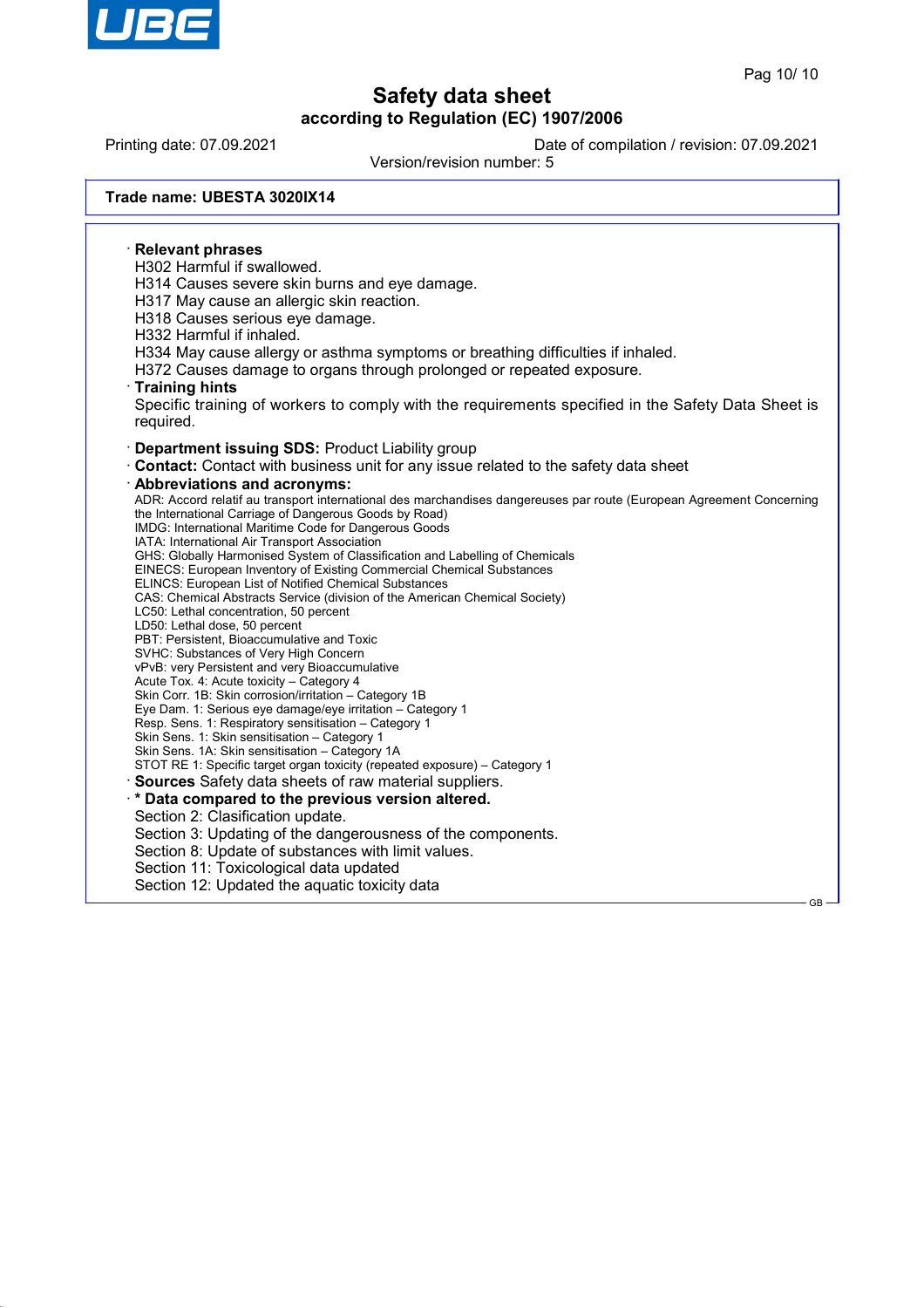# Safety data sheet

**according to Regulation (EC) 1907/2006**

Printing date: 07.09.2021 Date of compilation / revision: 07.09.2021

Version/revision number: 5

**Trade name: UBESTA 3020IX14**

· **Relevant phrases**
H302 Harmful if swallowed.
H314 Causes severe skin burns and eye damage.
H317 May cause an allergic skin reaction.
H318 Causes serious eye damage.
H332 Harmful if inhaled.
H334 May cause allergy or asthma symptoms or breathing difficulties if inhaled.
H372 Causes damage to organs through prolonged or repeated exposure.

· **Training hints**
Specific training of workers to comply with the requirements specified in the Safety Data Sheet is required.

· **Department issuing SDS:** Product Liability group

· **Contact:** Contact with business unit for any issue related to the safety data sheet

· **Abbreviations and acronyms:**
ADR: Accord relatif au transport international des marchandises dangereuses par route (European Agreement Concerning the International Carriage of Dangerous Goods by Road)
IMDG: International Maritime Code for Dangerous Goods
IATA: International Air Transport Association
GHS: Globally Harmonised System of Classification and Labelling of Chemicals
EINECS: European Inventory of Existing Commercial Chemical Substances
ELINCS: European List of Notified Chemical Substances
CAS: Chemical Abstracts Service (division of the American Chemical Society)
LC50: Lethal concentration, 50 percent
LD50: Lethal dose, 50 percent
PBT: Persistent, Bioaccumulative and Toxic
SVHC: Substances of Very High Concern
vPvB: very Persistent and very Bioaccumulative
Acute Tox. 4: Acute toxicity – Category 4
Skin Corr. 1B: Skin corrosion/irritation – Category 1B
Eye Dam. 1: Serious eye damage/eye irritation – Category 1
Resp. Sens. 1: Respiratory sensitisation – Category 1
Skin Sens. 1: Skin sensitisation – Category 1
Skin Sens. 1A: Skin sensitisation – Category 1A
STOT RE 1: Specific target organ toxicity (repeated exposure) – Category 1

· **Sources** Safety data sheets of raw material suppliers.

· **\* Data compared to the previous version altered.**
Section 2: Clasification update.
Section 3: Updating of the dangerousness of the components.
Section 8: Update of substances with limit values.
Section 11: Toxicological data updated
Section 12: Updated the aquatic toxicity data

GB